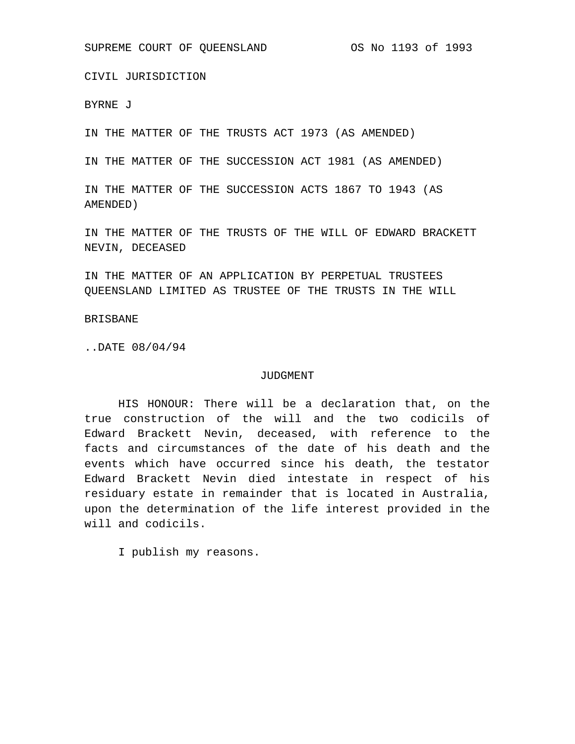SUPREME COURT OF QUEENSLAND OS No 1193 of 1993

CIVIL JURISDICTION

BYRNE J

IN THE MATTER OF THE TRUSTS ACT 1973 (AS AMENDED)

IN THE MATTER OF THE SUCCESSION ACT 1981 (AS AMENDED)

IN THE MATTER OF THE SUCCESSION ACTS 1867 TO 1943 (AS AMENDED)

IN THE MATTER OF THE TRUSTS OF THE WILL OF EDWARD BRACKETT NEVIN, DECEASED

IN THE MATTER OF AN APPLICATION BY PERPETUAL TRUSTEES QUEENSLAND LIMITED AS TRUSTEE OF THE TRUSTS IN THE WILL

BRISBANE

..DATE 08/04/94

JUDGMENT

HIS HONOUR: There will be a declaration that, on the true construction of the will and the two codicils of Edward Brackett Nevin, deceased, with reference to the facts and circumstances of the date of his death and the events which have occurred since his death, the testator Edward Brackett Nevin died intestate in respect of his residuary estate in remainder that is located in Australia, upon the determination of the life interest provided in the will and codicils.

I publish my reasons.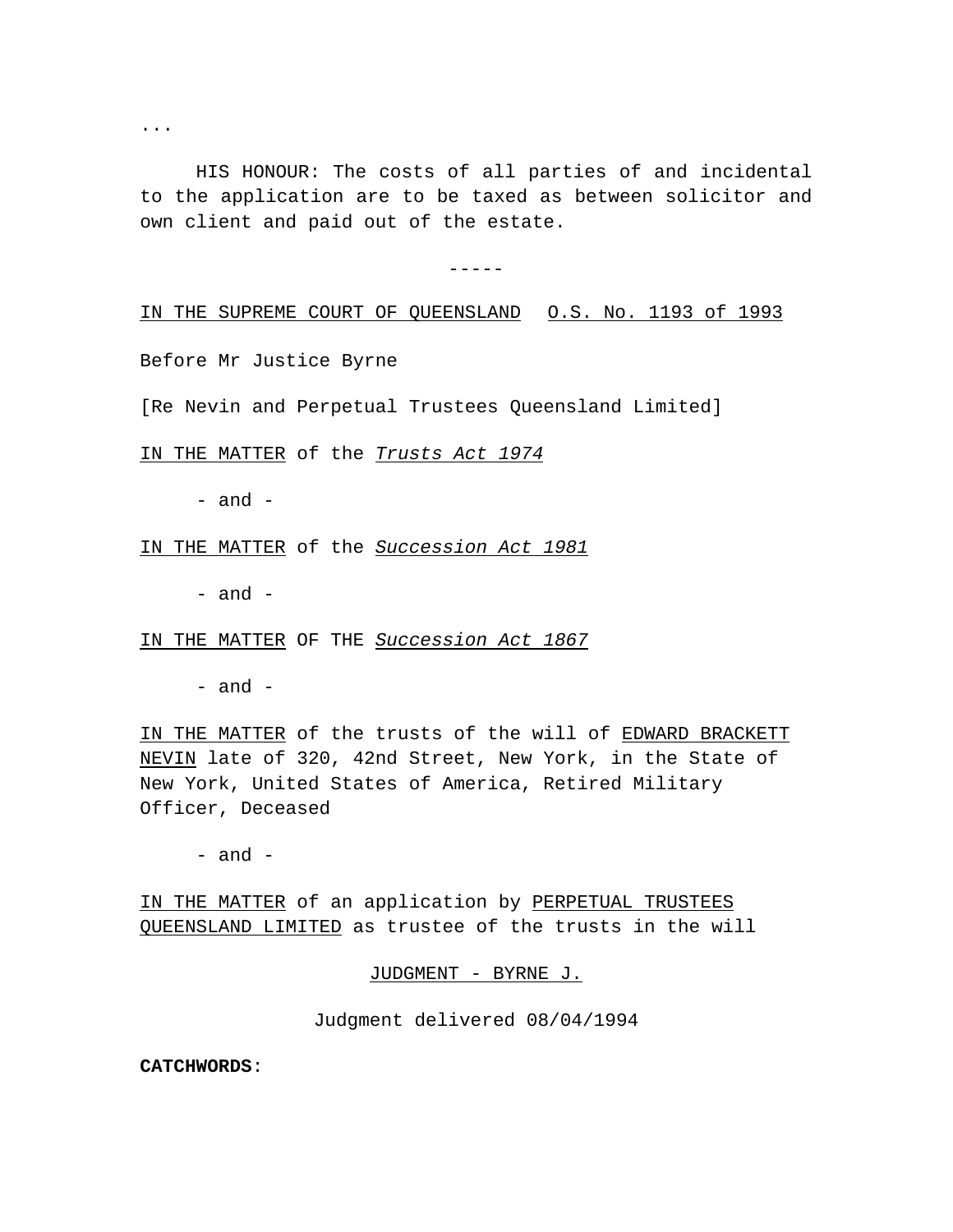...

HIS HONOUR: The costs of all parties of and incidental to the application are to be taxed as between solicitor and own client and paid out of the estate.

-----

IN THE SUPREME COURT OF QUEENSLAND O.S. No. 1193 of 1993

Before Mr Justice Byrne

[Re Nevin and Perpetual Trustees Queensland Limited]

IN THE MATTER of the *Trusts Act 1974*

- and -

IN THE MATTER of the *Succession Act 1981*

- and -

IN THE MATTER OF THE *Succession Act 1867*

- and -

IN THE MATTER of the trusts of the will of EDWARD BRACKETT NEVIN late of 320, 42nd Street, New York, in the State of New York, United States of America, Retired Military Officer, Deceased

- and -

IN THE MATTER of an application by PERPETUAL TRUSTEES QUEENSLAND LIMITED as trustee of the trusts in the will

JUDGMENT - BYRNE J.

Judgment delivered 08/04/1994

**CATCHWORDS**: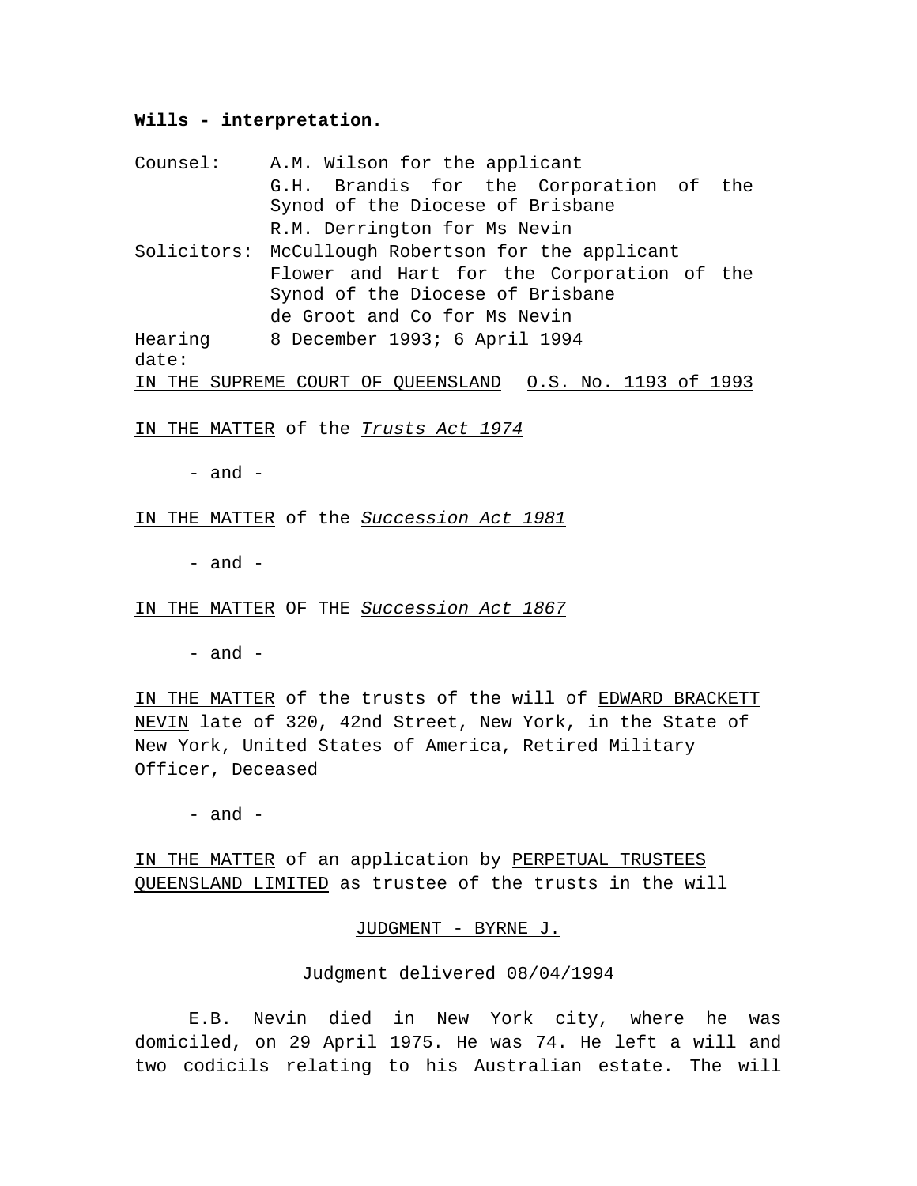**Wills - interpretation.**

| | |
|---|---|
| Counsel: | A.M. Wilson for the applicant |
| | G.H. Brandis for the Corporation of the Synod of the Diocese of Brisbane |
| | R.M. Derrington for Ms Nevin |
| Solicitors: | McCullough Robertson for the applicant |
| | Flower and Hart for the Corporation of the Synod of the Diocese of Brisbane |
| | de Groot and Co for Ms Nevin |
| Hearing date: | 8 December 1993; 6 April 1994 |

IN THE SUPREME COURT OF QUEENSLAND    O.S. No. 1193 of 1993

IN THE MATTER of the *Trusts Act 1974*

- and -

IN THE MATTER of the *Succession Act 1981*

- and -

IN THE MATTER OF THE *Succession Act 1867*

- and -

IN THE MATTER of the trusts of the will of EDWARD BRACKETT NEVIN late of 320, 42nd Street, New York, in the State of New York, United States of America, Retired Military Officer, Deceased

- and -

IN THE MATTER of an application by PERPETUAL TRUSTEES QUEENSLAND LIMITED as trustee of the trusts in the will

JUDGMENT - BYRNE J.

Judgment delivered 08/04/1994

E.B. Nevin died in New York city, where he was domiciled, on 29 April 1975. He was 74. He left a will and two codicils relating to his Australian estate. The will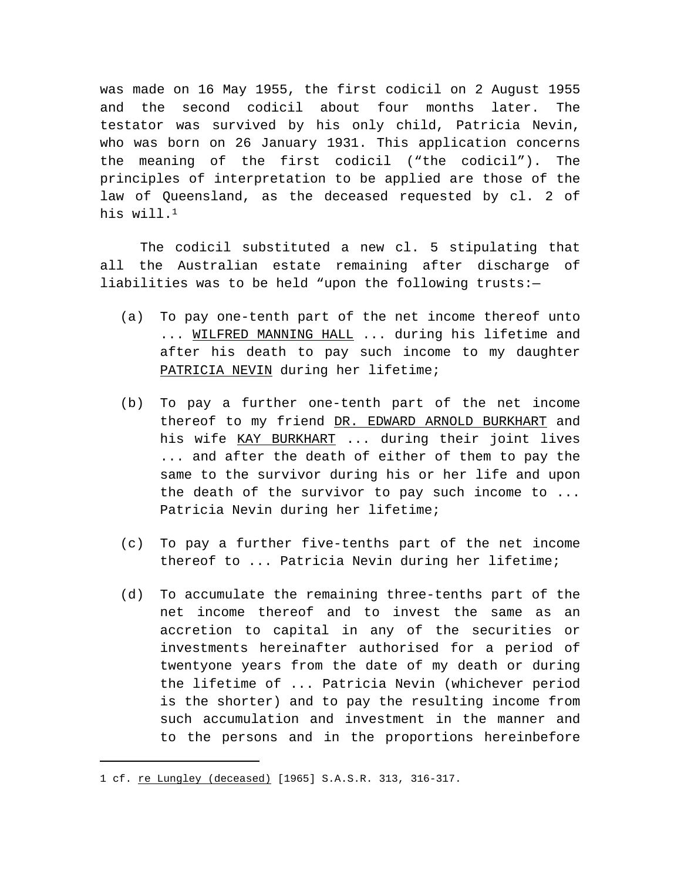was made on 16 May 1955, the first codicil on 2 August 1955 and the second codicil about four months later. The testator was survived by his only child, Patricia Nevin, who was born on 26 January 1931. This application concerns the meaning of the first codicil ("the codicil"). The principles of interpretation to be applied are those of the law of Queensland, as the deceased requested by cl. 2 of his will.[1]

The codicil substituted a new cl. 5 stipulating that all the Australian estate remaining after discharge of liabilities was to be held "upon the following trusts:—

(a) To pay one-tenth part of the net income thereof unto ... WILFRED MANNING HALL ... during his lifetime and after his death to pay such income to my daughter PATRICIA NEVIN during her lifetime;

(b) To pay a further one-tenth part of the net income thereof to my friend DR. EDWARD ARNOLD BURKHART and his wife KAY BURKHART ... during their joint lives ... and after the death of either of them to pay the same to the survivor during his or her life and upon the death of the survivor to pay such income to ... Patricia Nevin during her lifetime;

(c) To pay a further five-tenths part of the net income thereof to ... Patricia Nevin during her lifetime;

(d) To accumulate the remaining three-tenths part of the net income thereof and to invest the same as an accretion to capital in any of the securities or investments hereinafter authorised for a period of twentyone years from the date of my death or during the lifetime of ... Patricia Nevin (whichever period is the shorter) and to pay the resulting income from such accumulation and investment in the manner and to the persons and in the proportions hereinbefore

---

1 cf. re Lungley (deceased) [1965] S.A.S.R. 313, 316-317.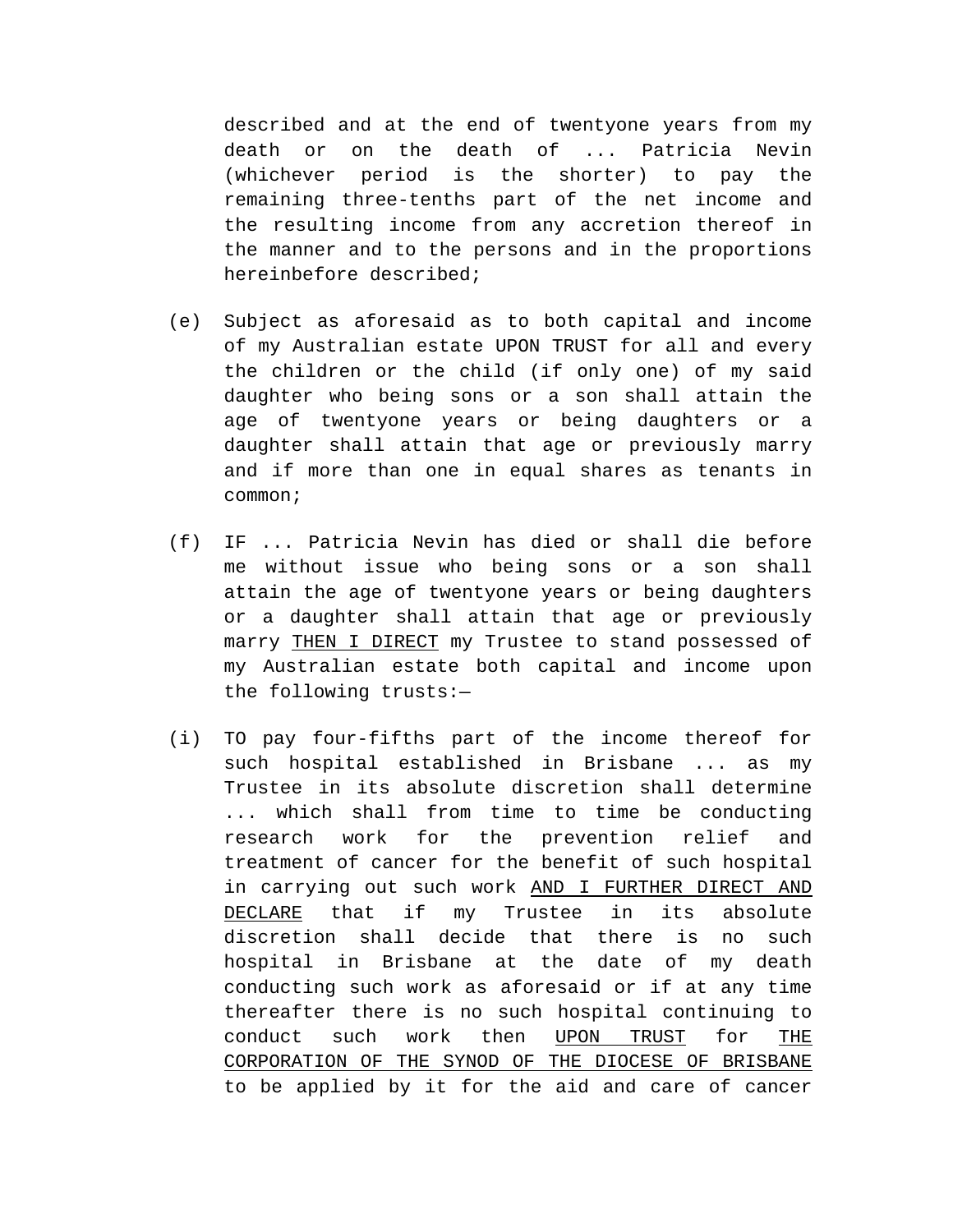described and at the end of twentyone years from my death or on the death of ... Patricia Nevin (whichever period is the shorter) to pay the remaining three-tenths part of the net income and the resulting income from any accretion thereof in the manner and to the persons and in the proportions hereinbefore described;

(e) Subject as aforesaid as to both capital and income of my Australian estate UPON TRUST for all and every the children or the child (if only one) of my said daughter who being sons or a son shall attain the age of twentyone years or being daughters or a daughter shall attain that age or previously marry and if more than one in equal shares as tenants in common;

(f) IF ... Patricia Nevin has died or shall die before me without issue who being sons or a son shall attain the age of twentyone years or being daughters or a daughter shall attain that age or previously marry <u>THEN I DIRECT</u> my Trustee to stand possessed of my Australian estate both capital and income upon the following trusts:—

(i) TO pay four-fifths part of the income thereof for such hospital established in Brisbane ... as my Trustee in its absolute discretion shall determine ... which shall from time to time be conducting research work for the prevention relief and treatment of cancer for the benefit of such hospital in carrying out such work <u>AND I FURTHER DIRECT AND DECLARE</u> that if my Trustee in its absolute discretion shall decide that there is no such hospital in Brisbane at the date of my death conducting such work as aforesaid or if at any time thereafter there is no such hospital continuing to conduct such work then <u>UPON TRUST</u> for <u>THE CORPORATION OF THE SYNOD OF THE DIOCESE OF BRISBANE</u> to be applied by it for the aid and care of cancer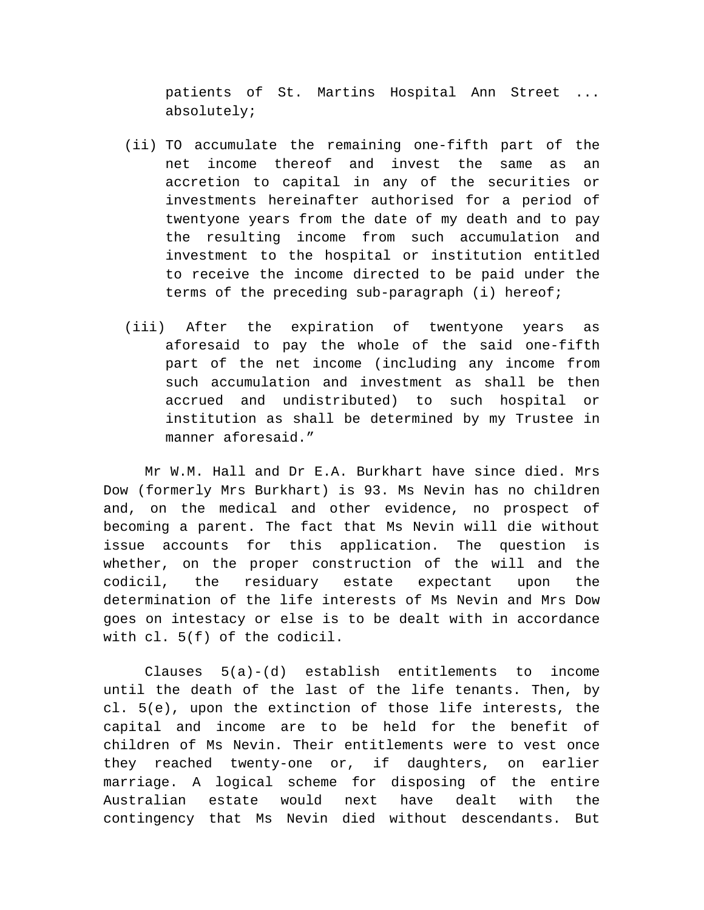patients of St. Martins Hospital Ann Street ... absolutely;

(ii) TO accumulate the remaining one-fifth part of the net income thereof and invest the same as an accretion to capital in any of the securities or investments hereinafter authorised for a period of twentyone years from the date of my death and to pay the resulting income from such accumulation and investment to the hospital or institution entitled to receive the income directed to be paid under the terms of the preceding sub-paragraph (i) hereof;

(iii) After the expiration of twentyone years as aforesaid to pay the whole of the said one-fifth part of the net income (including any income from such accumulation and investment as shall be then accrued and undistributed) to such hospital or institution as shall be determined by my Trustee in manner aforesaid."

Mr W.M. Hall and Dr E.A. Burkhart have since died. Mrs Dow (formerly Mrs Burkhart) is 93. Ms Nevin has no children and, on the medical and other evidence, no prospect of becoming a parent. The fact that Ms Nevin will die without issue accounts for this application. The question is whether, on the proper construction of the will and the codicil, the residuary estate expectant upon the determination of the life interests of Ms Nevin and Mrs Dow goes on intestacy or else is to be dealt with in accordance with cl. 5(f) of the codicil.

Clauses 5(a)-(d) establish entitlements to income until the death of the last of the life tenants. Then, by cl. 5(e), upon the extinction of those life interests, the capital and income are to be held for the benefit of children of Ms Nevin. Their entitlements were to vest once they reached twenty-one or, if daughters, on earlier marriage. A logical scheme for disposing of the entire Australian estate would next have dealt with the contingency that Ms Nevin died without descendants. But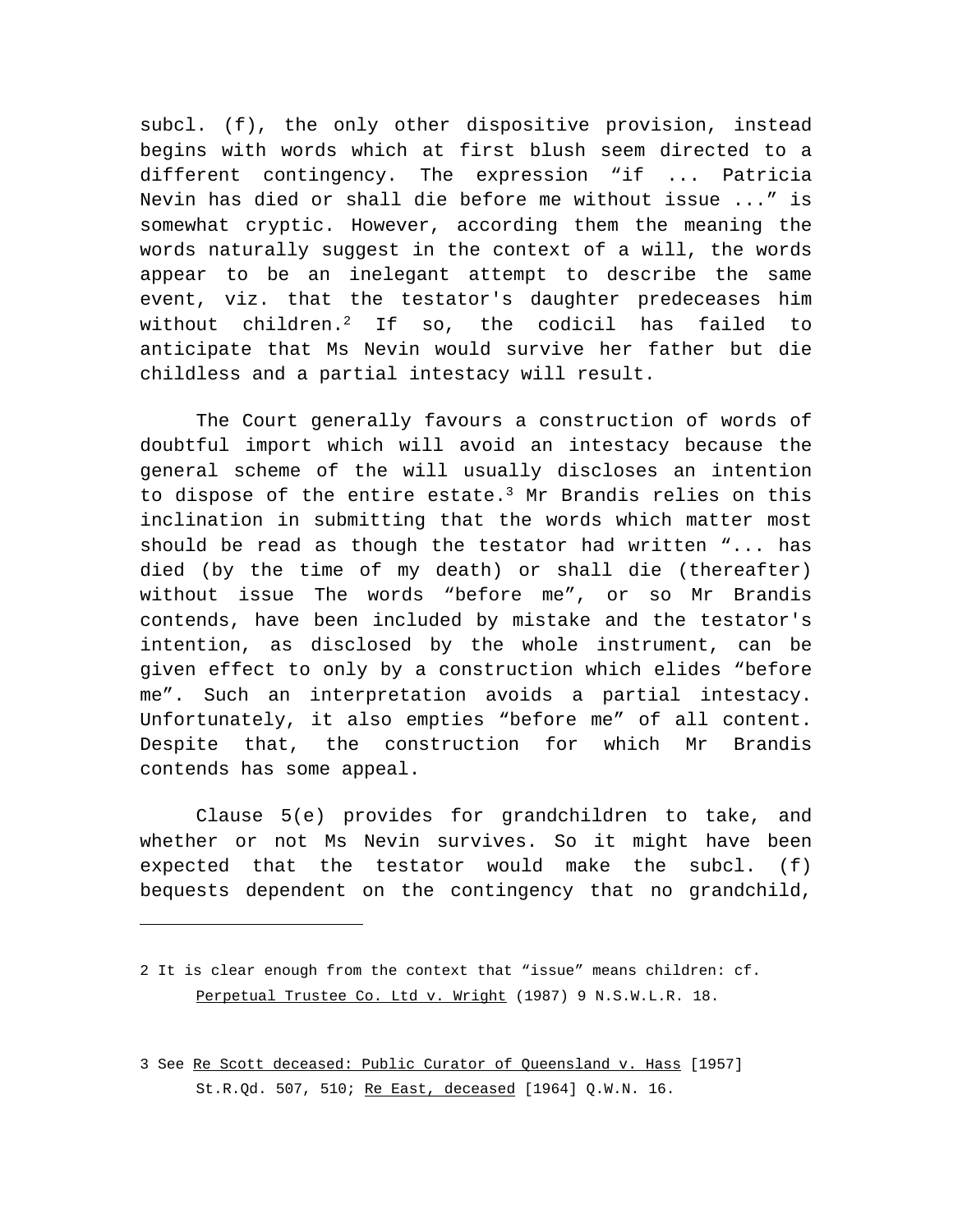subcl. (f), the only other dispositive provision, instead begins with words which at first blush seem directed to a different contingency. The expression “if ... Patricia Nevin has died or shall die before me without issue ...” is somewhat cryptic. However, according them the meaning the words naturally suggest in the context of a will, the words appear to be an inelegant attempt to describe the same event, viz. that the testator's daughter predeceases him without children.[2] If so, the codicil has failed to anticipate that Ms Nevin would survive her father but die childless and a partial intestacy will result.

The Court generally favours a construction of words of doubtful import which will avoid an intestacy because the general scheme of the will usually discloses an intention to dispose of the entire estate.[3] Mr Brandis relies on this inclination in submitting that the words which matter most should be read as though the testator had written “... has died (by the time of my death) or shall die (thereafter) without issue The words “before me”, or so Mr Brandis contends, have been included by mistake and the testator's intention, as disclosed by the whole instrument, can be given effect to only by a construction which elides “before me”. Such an interpretation avoids a partial intestacy. Unfortunately, it also empties “before me” of all content. Despite that, the construction for which Mr Brandis contends has some appeal.

Clause 5(e) provides for grandchildren to take, and whether or not Ms Nevin survives. So it might have been expected that the testator would make the subcl. (f) bequests dependent on the contingency that no grandchild,

---

2 It is clear enough from the context that “issue” means children: cf. Perpetual Trustee Co. Ltd v. Wright (1987) 9 N.S.W.L.R. 18.

3 See Re Scott deceased: Public Curator of Queensland v. Hass [1957] St.R.Qd. 507, 510; Re East, deceased [1964] Q.W.N. 16.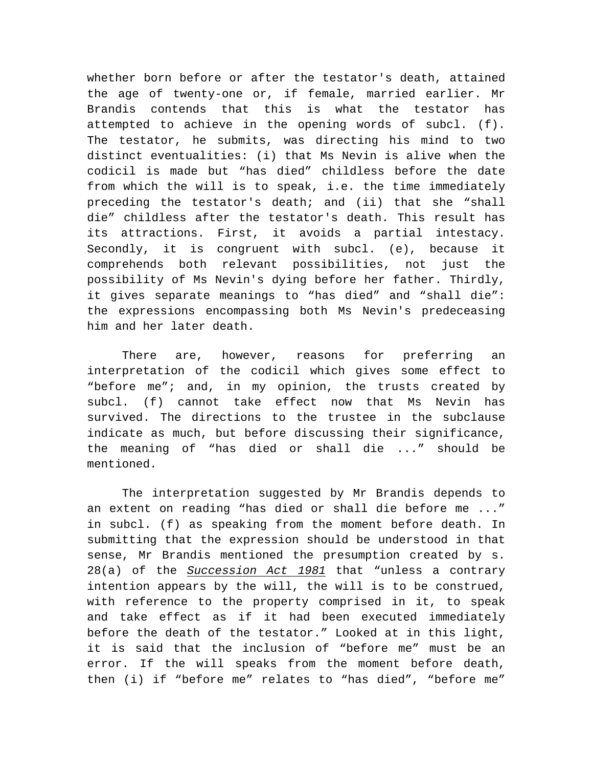whether born before or after the testator's death, attained the age of twenty-one or, if female, married earlier. Mr Brandis contends that this is what the testator has attempted to achieve in the opening words of subcl. (f). The testator, he submits, was directing his mind to two distinct eventualities: (i) that Ms Nevin is alive when the codicil is made but "has died" childless before the date from which the will is to speak, i.e. the time immediately preceding the testator's death; and (ii) that she "shall die" childless after the testator's death. This result has its attractions. First, it avoids a partial intestacy. Secondly, it is congruent with subcl. (e), because it comprehends both relevant possibilities, not just the possibility of Ms Nevin's dying before her father. Thirdly, it gives separate meanings to "has died" and "shall die": the expressions encompassing both Ms Nevin's predeceasing him and her later death.

There are, however, reasons for preferring an interpretation of the codicil which gives some effect to "before me"; and, in my opinion, the trusts created by subcl. (f) cannot take effect now that Ms Nevin has survived. The directions to the trustee in the subclause indicate as much, but before discussing their significance, the meaning of "has died or shall die ..." should be mentioned.

The interpretation suggested by Mr Brandis depends to an extent on reading "has died or shall die before me ..." in subcl. (f) as speaking from the moment before death. In submitting that the expression should be understood in that sense, Mr Brandis mentioned the presumption created by s. 28(a) of the *Succession Act 1981* that "unless a contrary intention appears by the will, the will is to be construed, with reference to the property comprised in it, to speak and take effect as if it had been executed immediately before the death of the testator." Looked at in this light, it is said that the inclusion of "before me" must be an error. If the will speaks from the moment before death, then (i) if "before me" relates to "has died", "before me"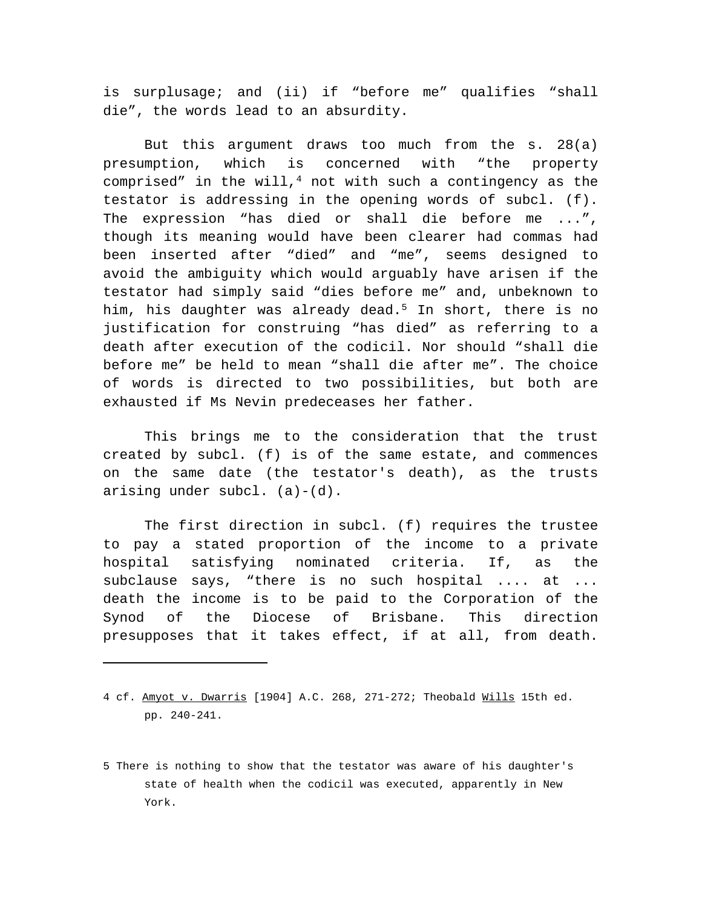is surplusage; and (ii) if "before me" qualifies "shall die", the words lead to an absurdity.

But this argument draws too much from the s. 28(a) presumption, which is concerned with "the property comprised" in the will,[4] not with such a contingency as the testator is addressing in the opening words of subcl. (f). The expression "has died or shall die before me ...", though its meaning would have been clearer had commas had been inserted after "died" and "me", seems designed to avoid the ambiguity which would arguably have arisen if the testator had simply said "dies before me" and, unbeknown to him, his daughter was already dead.[5] In short, there is no justification for construing "has died" as referring to a death after execution of the codicil. Nor should "shall die before me" be held to mean "shall die after me". The choice of words is directed to two possibilities, but both are exhausted if Ms Nevin predeceases her father.

This brings me to the consideration that the trust created by subcl. (f) is of the same estate, and commences on the same date (the testator's death), as the trusts arising under subcl. (a)-(d).

The first direction in subcl. (f) requires the trustee to pay a stated proportion of the income to a private hospital satisfying nominated criteria. If, as the subclause says, "there is no such hospital .... at ... death the income is to be paid to the Corporation of the Synod of the Diocese of Brisbane. This direction presupposes that it takes effect, if at all, from death.

---

4 cf. Amyot v. Dwarris [1904] A.C. 268, 271-272; Theobald Wills 15th ed. pp. 240-241.

5 There is nothing to show that the testator was aware of his daughter's state of health when the codicil was executed, apparently in New York.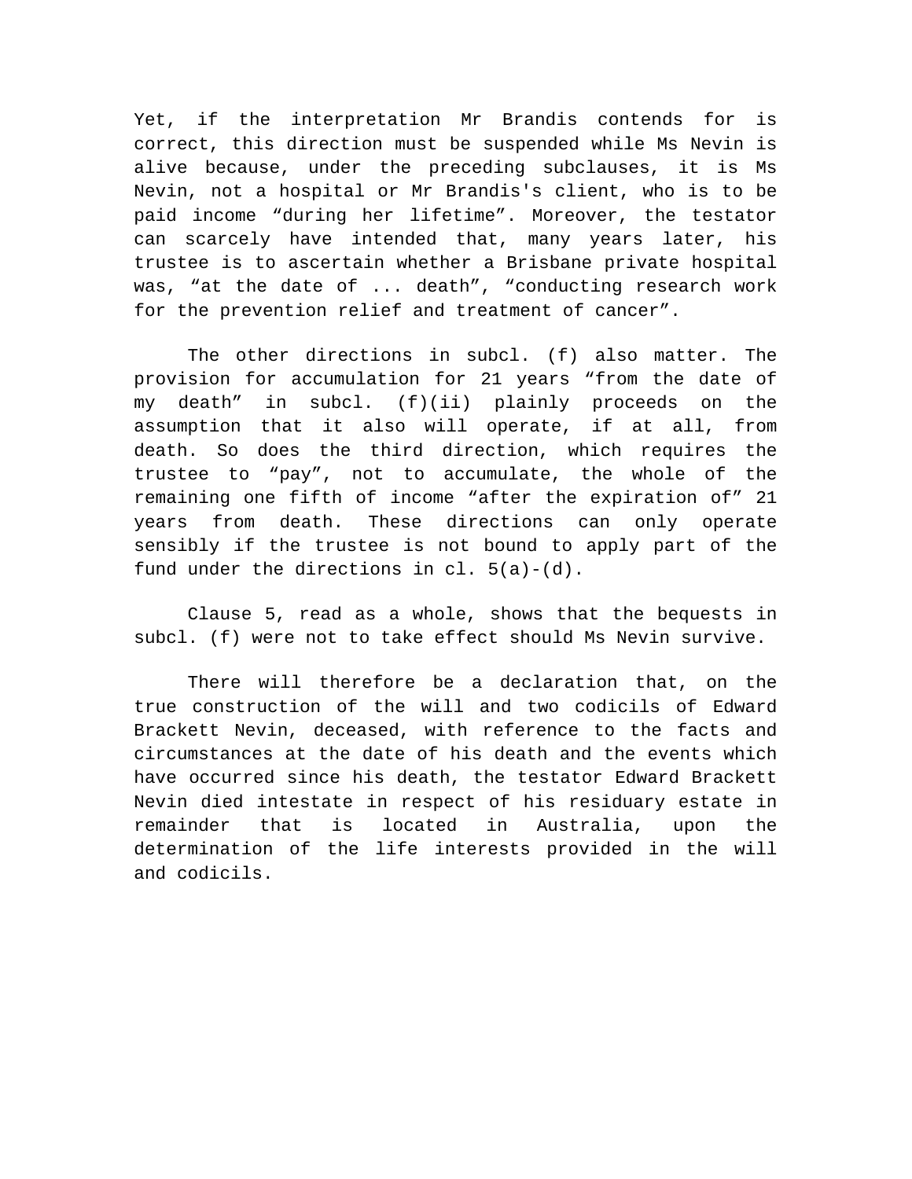Yet, if the interpretation Mr Brandis contends for is correct, this direction must be suspended while Ms Nevin is alive because, under the preceding subclauses, it is Ms Nevin, not a hospital or Mr Brandis's client, who is to be paid income “during her lifetime”. Moreover, the testator can scarcely have intended that, many years later, his trustee is to ascertain whether a Brisbane private hospital was, “at the date of ... death”, “conducting research work for the prevention relief and treatment of cancer”.

The other directions in subcl. (f) also matter. The provision for accumulation for 21 years “from the date of my death” in subcl. (f)(ii) plainly proceeds on the assumption that it also will operate, if at all, from death. So does the third direction, which requires the trustee to “pay”, not to accumulate, the whole of the remaining one fifth of income “after the expiration of” 21 years from death. These directions can only operate sensibly if the trustee is not bound to apply part of the fund under the directions in cl. 5(a)-(d).

Clause 5, read as a whole, shows that the bequests in subcl. (f) were not to take effect should Ms Nevin survive.

There will therefore be a declaration that, on the true construction of the will and two codicils of Edward Brackett Nevin, deceased, with reference to the facts and circumstances at the date of his death and the events which have occurred since his death, the testator Edward Brackett Nevin died intestate in respect of his residuary estate in remainder that is located in Australia, upon the determination of the life interests provided in the will and codicils.